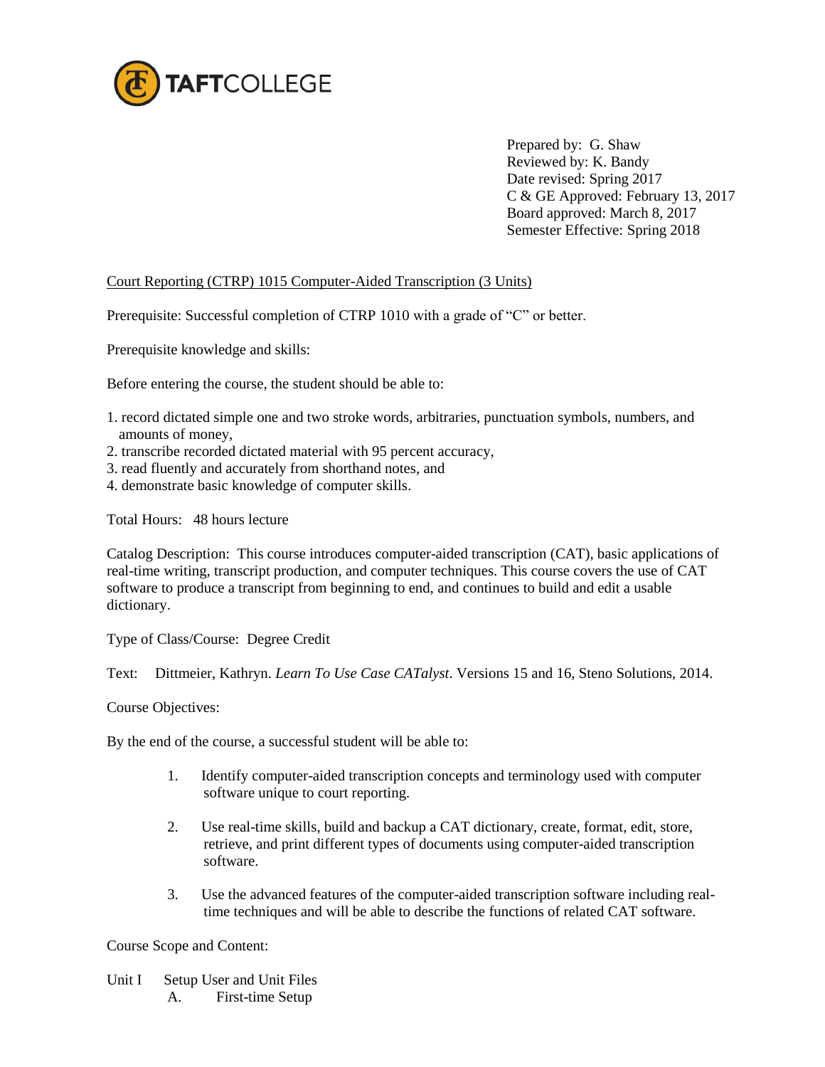TAFTCOLLEGE

Prepared by: G. Shaw
Reviewed by: K. Bandy
Date revised: Spring 2017
C & GE Approved: February 13, 2017
Board approved: March 8, 2017
Semester Effective: Spring 2018

Court Reporting (CTRP) 1015 Computer-Aided Transcription (3 Units)

Prerequisite: Successful completion of CTRP 1010 with a grade of "C" or better.

Prerequisite knowledge and skills:

Before entering the course, the student should be able to:

1. record dictated simple one and two stroke words, arbitraries, punctuation symbols, numbers, and amounts of money,
2. transcribe recorded dictated material with 95 percent accuracy,
3. read fluently and accurately from shorthand notes, and
4. demonstrate basic knowledge of computer skills.

Total Hours: 48 hours lecture

Catalog Description: This course introduces computer-aided transcription (CAT), basic applications of real-time writing, transcript production, and computer techniques. This course covers the use of CAT software to produce a transcript from beginning to end, and continues to build and edit a usable dictionary.

Type of Class/Course: Degree Credit

Text: Dittmeier, Kathryn. *Learn To Use Case CATalyst*. Versions 15 and 16, Steno Solutions, 2014.

Course Objectives:

By the end of the course, a successful student will be able to:

1. Identify computer-aided transcription concepts and terminology used with computer software unique to court reporting.
2. Use real-time skills, build and backup a CAT dictionary, create, format, edit, store, retrieve, and print different types of documents using computer-aided transcription software.
3. Use the advanced features of the computer-aided transcription software including real-time techniques and will be able to describe the functions of related CAT software.

Course Scope and Content:

Unit I Setup User and Unit Files
- A. First-time Setup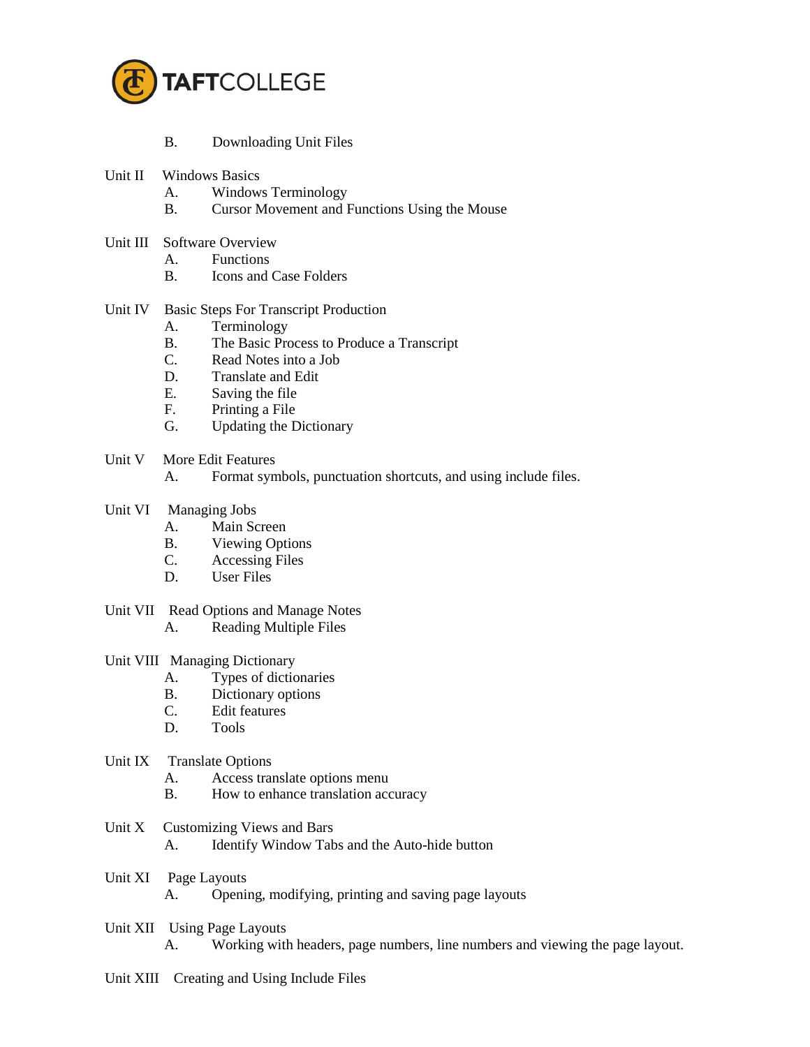B. Downloading Unit Files

Unit II Windows Basics
- A. Windows Terminology
- B. Cursor Movement and Functions Using the Mouse

Unit III Software Overview
- A. Functions
- B. Icons and Case Folders

Unit IV Basic Steps For Transcript Production
- A. Terminology
- B. The Basic Process to Produce a Transcript
- C. Read Notes into a Job
- D. Translate and Edit
- E. Saving the file
- F. Printing a File
- G. Updating the Dictionary

Unit V More Edit Features
- A. Format symbols, punctuation shortcuts, and using include files.

Unit VI Managing Jobs
- A. Main Screen
- B. Viewing Options
- C. Accessing Files
- D. User Files

Unit VII Read Options and Manage Notes
- A. Reading Multiple Files

Unit VIII Managing Dictionary
- A. Types of dictionaries
- B. Dictionary options
- C. Edit features
- D. Tools

Unit IX Translate Options
- A. Access translate options menu
- B. How to enhance translation accuracy

Unit X Customizing Views and Bars
- A. Identify Window Tabs and the Auto-hide button

Unit XI Page Layouts
- A. Opening, modifying, printing and saving page layouts

Unit XII Using Page Layouts
- A. Working with headers, page numbers, line numbers and viewing the page layout.

Unit XIII Creating and Using Include Files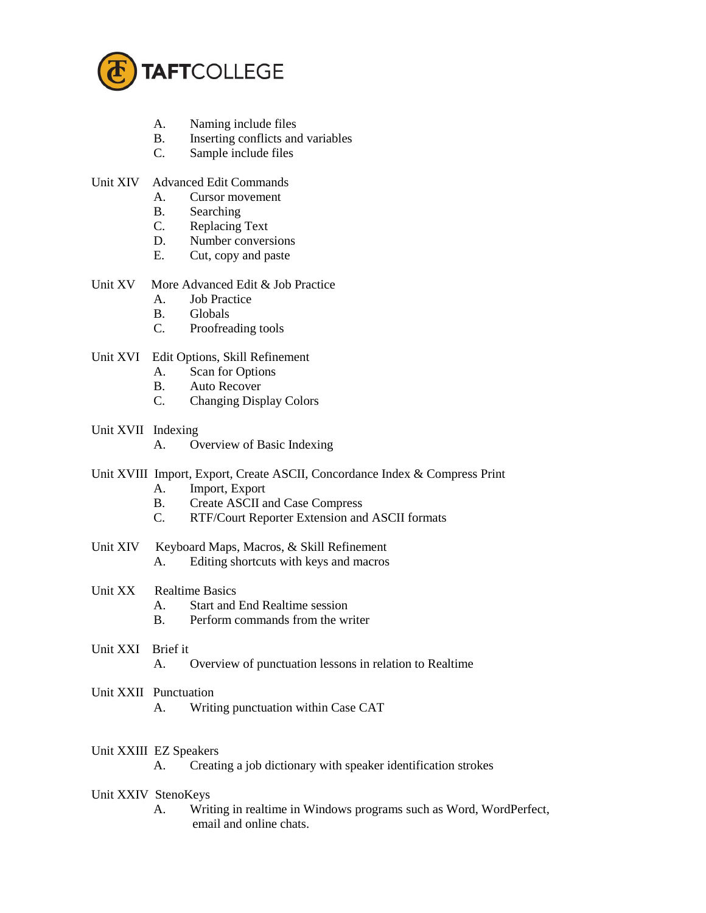A. Naming include files
B. Inserting conflicts and variables
C. Sample include files

Unit XIV Advanced Edit Commands

A. Cursor movement
B. Searching
C. Replacing Text
D. Number conversions
E. Cut, copy and paste

Unit XV More Advanced Edit & Job Practice

A. Job Practice
B. Globals
C. Proofreading tools

Unit XVI Edit Options, Skill Refinement

A. Scan for Options
B. Auto Recover
C. Changing Display Colors

Unit XVII Indexing

A. Overview of Basic Indexing

Unit XVIII Import, Export, Create ASCII, Concordance Index & Compress Print

A. Import, Export
B. Create ASCII and Case Compress
C. RTF/Court Reporter Extension and ASCII formats

Unit XIV Keyboard Maps, Macros, & Skill Refinement

A. Editing shortcuts with keys and macros

Unit XX Realtime Basics

A. Start and End Realtime session
B. Perform commands from the writer

Unit XXI Brief it

A. Overview of punctuation lessons in relation to Realtime

Unit XXII Punctuation

A. Writing punctuation within Case CAT

Unit XXIII EZ Speakers

A. Creating a job dictionary with speaker identification strokes

Unit XXIV StenoKeys

A. Writing in realtime in Windows programs such as Word, WordPerfect, email and online chats.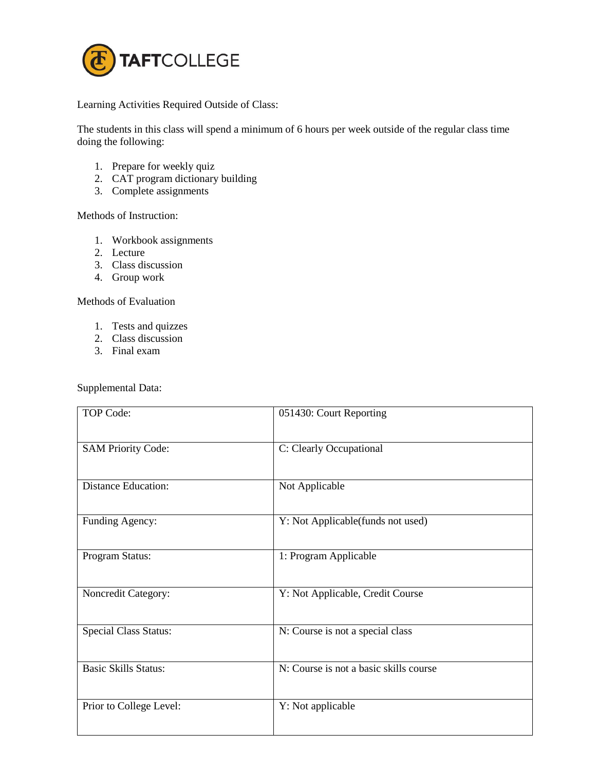Learning Activities Required Outside of Class:

The students in this class will spend a minimum of 6 hours per week outside of the regular class time doing the following:

1. Prepare for weekly quiz
2. CAT program dictionary building
3. Complete assignments

Methods of Instruction:

1. Workbook assignments
2. Lecture
3. Class discussion
4. Group work

Methods of Evaluation

1. Tests and quizzes
2. Class discussion
3. Final exam

Supplemental Data:

| | |
|---|---|
| TOP Code: | 051430: Court Reporting |
| SAM Priority Code: | C: Clearly Occupational |
| Distance Education: | Not Applicable |
| Funding Agency: | Y: Not Applicable(funds not used) |
| Program Status: | 1: Program Applicable |
| Noncredit Category: | Y: Not Applicable, Credit Course |
| Special Class Status: | N: Course is not a special class |
| Basic Skills Status: | N: Course is not a basic skills course |
| Prior to College Level: | Y: Not applicable |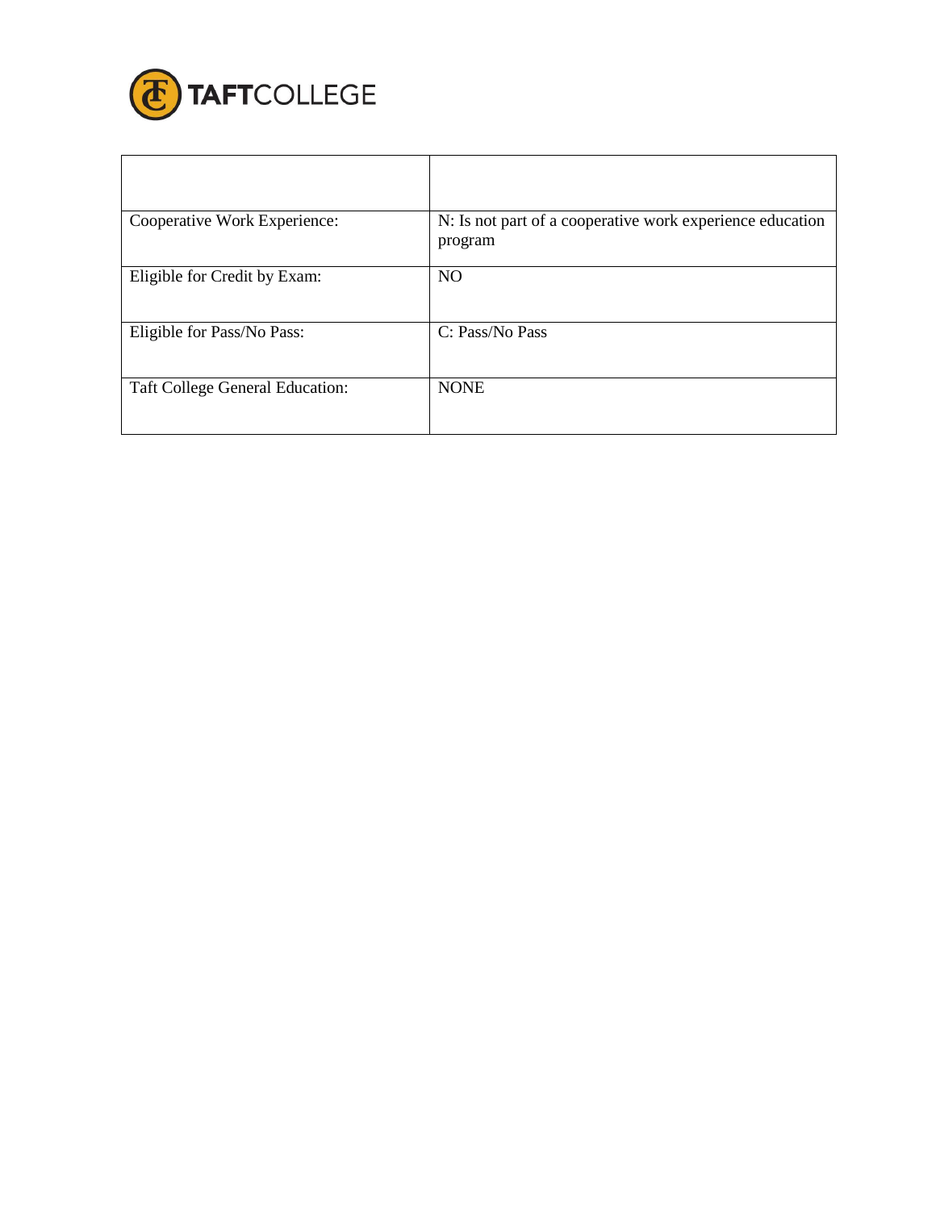| | |
|---|---|
| Cooperative Work Experience: | N: Is not part of a cooperative work experience education program |
| Eligible for Credit by Exam: | NO |
| Eligible for Pass/No Pass: | C: Pass/No Pass |
| Taft College General Education: | NONE |